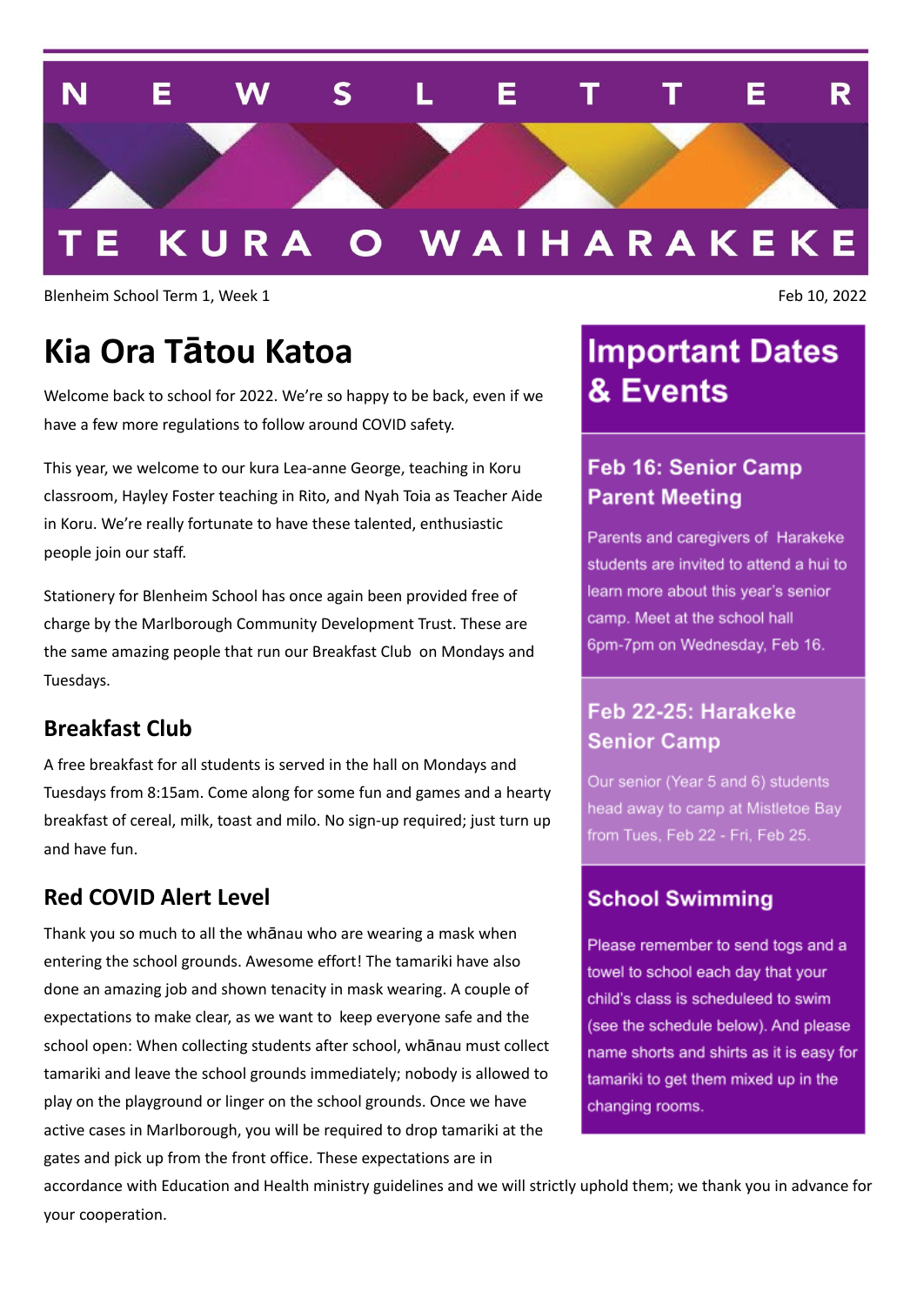# NEWSLETTER

## TE KURA O WAIHARAKEKE

Blenheim School Term 1, Week 1

Feb 10, 2022

# Kia Ora Tātou Katoa

Welcome back to school for 2022. We're so happy to be back, even if we have a few more regulations to follow around COVID safety.

This year, we welcome to our kura Lea-anne George, teaching in Koru classroom, Hayley Foster teaching in Rito, and Nyah Toia as Teacher Aide in Koru. We're really fortunate to have these talented, enthusiastic people join our staff.

Stationery for Blenheim School has once again been provided free of charge by the Marlborough Community Development Trust. These are the same amazing people that run our Breakfast Club on Mondays and Tuesdays.

## Breakfast Club

A free breakfast for all students is served in the hall on Mondays and Tuesdays from 8:15am. Come along for some fun and games and a hearty breakfast of cereal, milk, toast and milo. No sign-up required; just turn up and have fun.

## Red COVID Alert Level

Thank you so much to all the whānau who are wearing a mask when entering the school grounds. Awesome effort! The tamariki have also done an amazing job and shown tenacity in mask wearing. A couple of expectations to make clear, as we want to keep everyone safe and the school open: When collecting students after school, whānau must collect tamariki and leave the school grounds immediately; nobody is allowed to play on the playground or linger on the school grounds. Once we have active cases in Marlborough, you will be required to drop tamariki at the gates and pick up from the front office. These expectations are in accordance with Education and Health ministry guidelines and we will strictly uphold them; we thank you in advance for your cooperation.

# Important Dates & Events

## Feb 16: Senior Camp Parent Meeting

Parents and caregivers of Harakeke students are invited to attend a hui to learn more about this year's senior camp. Meet at the school hall 6pm-7pm on Wednesday, Feb 16.

## Feb 22-25: Harakeke Senior Camp

Our senior (Year 5 and 6) students head away to camp at Mistletoe Bay from Tues, Feb 22 - Fri, Feb 25.

## School Swimming

Please remember to send togs and a towel to school each day that your child's class is scheduleed to swim (see the schedule below). And please name shorts and shirts as it is easy for tamariki to get them mixed up in the changing rooms.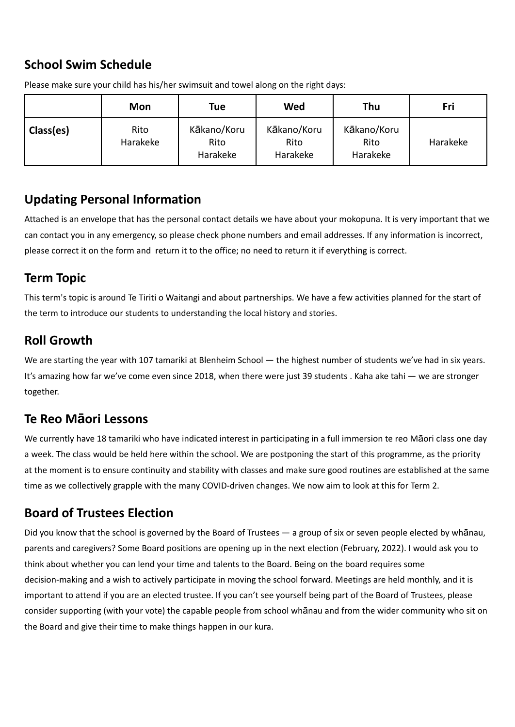## School Swim Schedule

Please make sure your child has his/her swimsuit and towel along on the right days:

| | Mon | Tue | Wed | Thu | Fri |
|---|---|---|---|---|---|
| **Class(es)** | Rito<br>Harakeke | Kākano/Koru<br>Rito<br>Harakeke | Kākano/Koru<br>Rito<br>Harakeke | Kākano/Koru<br>Rito<br>Harakeke | Harakeke |

## Updating Personal Information

Attached is an envelope that has the personal contact details we have about your mokopuna. It is very important that we can contact you in any emergency, so please check phone numbers and email addresses. If any information is incorrect, please correct it on the form and return it to the office; no need to return it if everything is correct.

## Term Topic

This term's topic is around Te Tiriti o Waitangi and about partnerships. We have a few activities planned for the start of the term to introduce our students to understanding the local history and stories.

## Roll Growth

We are starting the year with 107 tamariki at Blenheim School — the highest number of students we've had in six years. It's amazing how far we've come even since 2018, when there were just 39 students . Kaha ake tahi — we are stronger together.

## Te Reo Māori Lessons

We currently have 18 tamariki who have indicated interest in participating in a full immersion te reo Māori class one day a week. The class would be held here within the school. We are postponing the start of this programme, as the priority at the moment is to ensure continuity and stability with classes and make sure good routines are established at the same time as we collectively grapple with the many COVID-driven changes. We now aim to look at this for Term 2.

## Board of Trustees Election

Did you know that the school is governed by the Board of Trustees — a group of six or seven people elected by whānau, parents and caregivers? Some Board positions are opening up in the next election (February, 2022). I would ask you to think about whether you can lend your time and talents to the Board. Being on the board requires some decision-making and a wish to actively participate in moving the school forward. Meetings are held monthly, and it is important to attend if you are an elected trustee. If you can't see yourself being part of the Board of Trustees, please consider supporting (with your vote) the capable people from school whānau and from the wider community who sit on the Board and give their time to make things happen in our kura.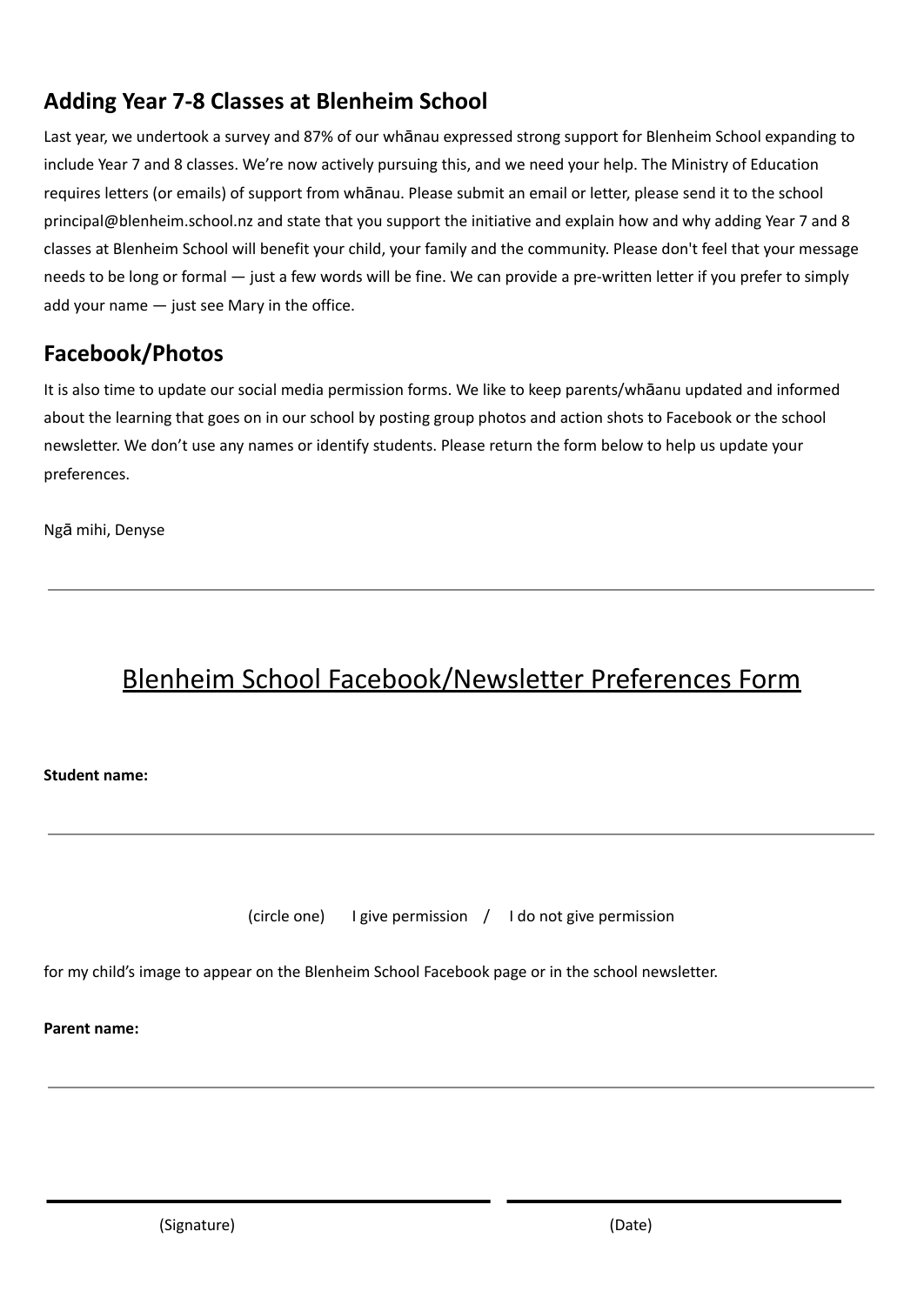## Adding Year 7-8 Classes at Blenheim School

Last year, we undertook a survey and 87% of our whānau expressed strong support for Blenheim School expanding to include Year 7 and 8 classes. We're now actively pursuing this, and we need your help. The Ministry of Education requires letters (or emails) of support from whānau. Please submit an email or letter, please send it to the school principal@blenheim.school.nz and state that you support the initiative and explain how and why adding Year 7 and 8 classes at Blenheim School will benefit your child, your family and the community. Please don't feel that your message needs to be long or formal — just a few words will be fine. We can provide a pre-written letter if you prefer to simply add your name — just see Mary in the office.

## Facebook/Photos

It is also time to update our social media permission forms. We like to keep parents/whāanu updated and informed about the learning that goes on in our school by posting group photos and action shots to Facebook or the school newsletter. We don't use any names or identify students. Please return the form below to help us update your preferences.

Ngā mihi, Denyse

---

# Blenheim School Facebook/Newsletter Preferences Form

**Student name:**

---

(circle one) I give permission / I do not give permission

for my child's image to appear on the Blenheim School Facebook page or in the school newsletter.

**Parent name:**

---

(Signature) (Date)